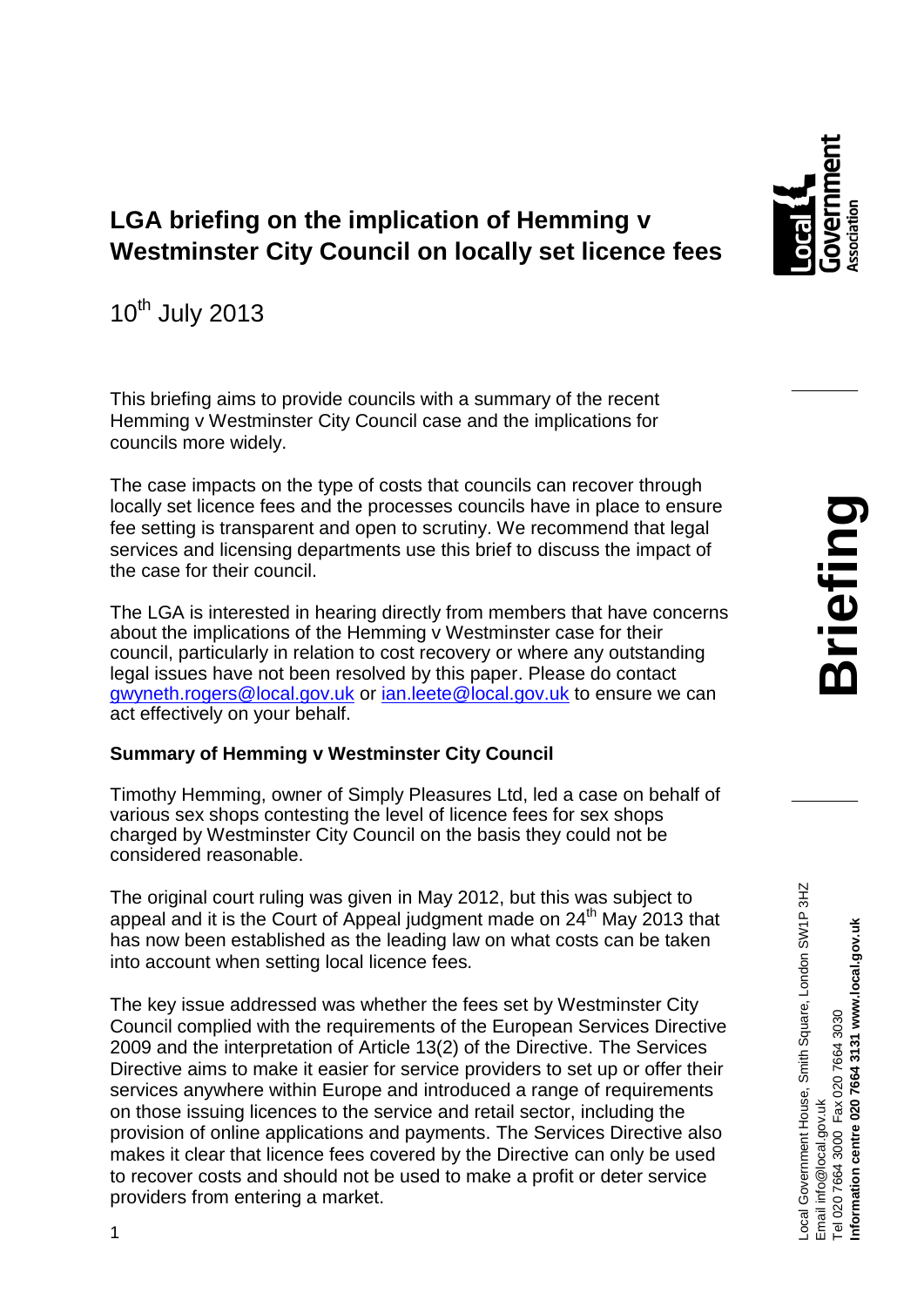# LGA briefing on the implication of Hemming v Westminster City Council on locally set licence fees

10th July 2013

This briefing aims to provide councils with a summary of the recent Hemming v Westminster City Council case and the implications for councils more widely.

The case impacts on the type of costs that councils can recover through locally set licence fees and the processes councils have in place to ensure fee setting is transparent and open to scrutiny. We recommend that legal services and licensing departments use this brief to discuss the impact of the case for their council.

The LGA is interested in hearing directly from members that have concerns about the implications of the Hemming v Westminster case for their council, particularly in relation to cost recovery or where any outstanding legal issues have not been resolved by this paper. Please do contact gwyneth.rogers@local.gov.uk or ian.leete@local.gov.uk to ensure we can act effectively on your behalf.

**Summary of Hemming v Westminster City Council**

Timothy Hemming, owner of Simply Pleasures Ltd, led a case on behalf of various sex shops contesting the level of licence fees for sex shops charged by Westminster City Council on the basis they could not be considered reasonable.

The original court ruling was given in May 2012, but this was subject to appeal and it is the Court of Appeal judgment made on 24th May 2013 that has now been established as the leading law on what costs can be taken into account when setting local licence fees.

The key issue addressed was whether the fees set by Westminster City Council complied with the requirements of the European Services Directive 2009 and the interpretation of Article 13(2) of the Directive. The Services Directive aims to make it easier for service providers to set up or offer their services anywhere within Europe and introduced a range of requirements on those issuing licences to the service and retail sector, including the provision of online applications and payments. The Services Directive also makes it clear that licence fees covered by the Directive can only be used to recover costs and should not be used to make a profit or deter service providers from entering a market.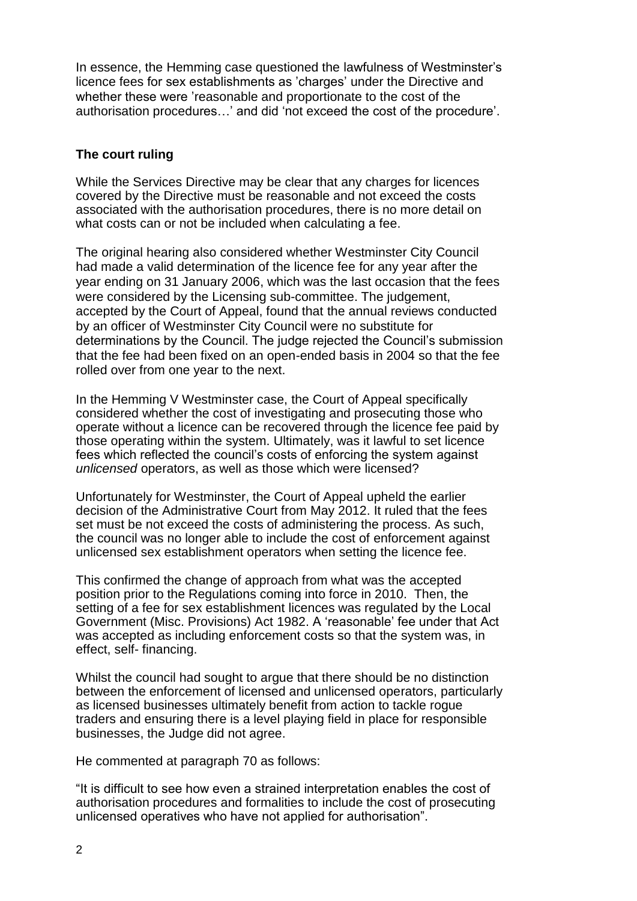In essence, the Hemming case questioned the lawfulness of Westminster's licence fees for sex establishments as 'charges' under the Directive and whether these were 'reasonable and proportionate to the cost of the authorisation procedures…' and did 'not exceed the cost of the procedure'.

### The court ruling

While the Services Directive may be clear that any charges for licences covered by the Directive must be reasonable and not exceed the costs associated with the authorisation procedures, there is no more detail on what costs can or not be included when calculating a fee.

The original hearing also considered whether Westminster City Council had made a valid determination of the licence fee for any year after the year ending on 31 January 2006, which was the last occasion that the fees were considered by the Licensing sub-committee. The judgement, accepted by the Court of Appeal, found that the annual reviews conducted by an officer of Westminster City Council were no substitute for determinations by the Council. The judge rejected the Council's submission that the fee had been fixed on an open-ended basis in 2004 so that the fee rolled over from one year to the next.

In the Hemming V Westminster case, the Court of Appeal specifically considered whether the cost of investigating and prosecuting those who operate without a licence can be recovered through the licence fee paid by those operating within the system. Ultimately, was it lawful to set licence fees which reflected the council's costs of enforcing the system against *unlicensed* operators, as well as those which were licensed?

Unfortunately for Westminster, the Court of Appeal upheld the earlier decision of the Administrative Court from May 2012. It ruled that the fees set must be not exceed the costs of administering the process. As such, the council was no longer able to include the cost of enforcement against unlicensed sex establishment operators when setting the licence fee.

This confirmed the change of approach from what was the accepted position prior to the Regulations coming into force in 2010. Then, the setting of a fee for sex establishment licences was regulated by the Local Government (Misc. Provisions) Act 1982. A 'reasonable' fee under that Act was accepted as including enforcement costs so that the system was, in effect, self- financing.

Whilst the council had sought to argue that there should be no distinction between the enforcement of licensed and unlicensed operators, particularly as licensed businesses ultimately benefit from action to tackle rogue traders and ensuring there is a level playing field in place for responsible businesses, the Judge did not agree.

He commented at paragraph 70 as follows:

"It is difficult to see how even a strained interpretation enables the cost of authorisation procedures and formalities to include the cost of prosecuting unlicensed operatives who have not applied for authorisation".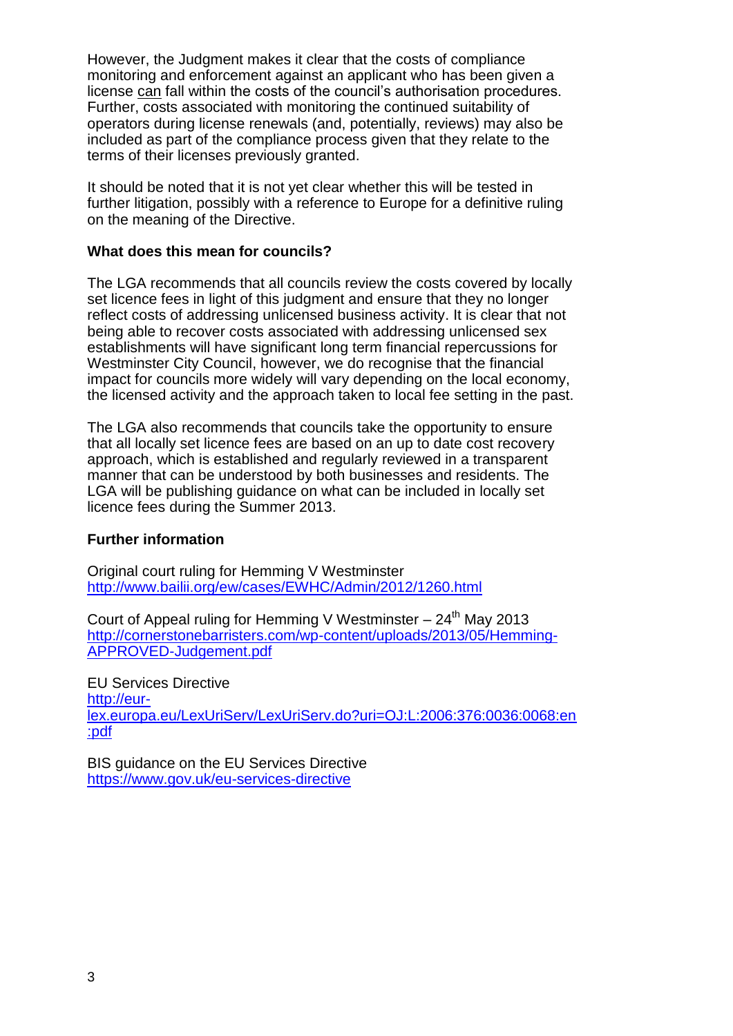However, the Judgment makes it clear that the costs of compliance monitoring and enforcement against an applicant who has been given a license can fall within the costs of the council's authorisation procedures. Further, costs associated with monitoring the continued suitability of operators during license renewals (and, potentially, reviews) may also be included as part of the compliance process given that they relate to the terms of their licenses previously granted.

It should be noted that it is not yet clear whether this will be tested in further litigation, possibly with a reference to Europe for a definitive ruling on the meaning of the Directive.

**What does this mean for councils?**

The LGA recommends that all councils review the costs covered by locally set licence fees in light of this judgment and ensure that they no longer reflect costs of addressing unlicensed business activity. It is clear that not being able to recover costs associated with addressing unlicensed sex establishments will have significant long term financial repercussions for Westminster City Council, however, we do recognise that the financial impact for councils more widely will vary depending on the local economy, the licensed activity and the approach taken to local fee setting in the past.

The LGA also recommends that councils take the opportunity to ensure that all locally set licence fees are based on an up to date cost recovery approach, which is established and regularly reviewed in a transparent manner that can be understood by both businesses and residents. The LGA will be publishing guidance on what can be included in locally set licence fees during the Summer 2013.

**Further information**

Original court ruling for Hemming V Westminster
http://www.bailii.org/ew/cases/EWHC/Admin/2012/1260.html

Court of Appeal ruling for Hemming V Westminster – 24th May 2013
http://cornerstonebarristers.com/wp-content/uploads/2013/05/Hemming-APPROVED-Judgement.pdf

EU Services Directive
http://eur-lex.europa.eu/LexUriServ/LexUriServ.do?uri=OJ:L:2006:376:0036:0068:en:pdf

BIS guidance on the EU Services Directive
https://www.gov.uk/eu-services-directive